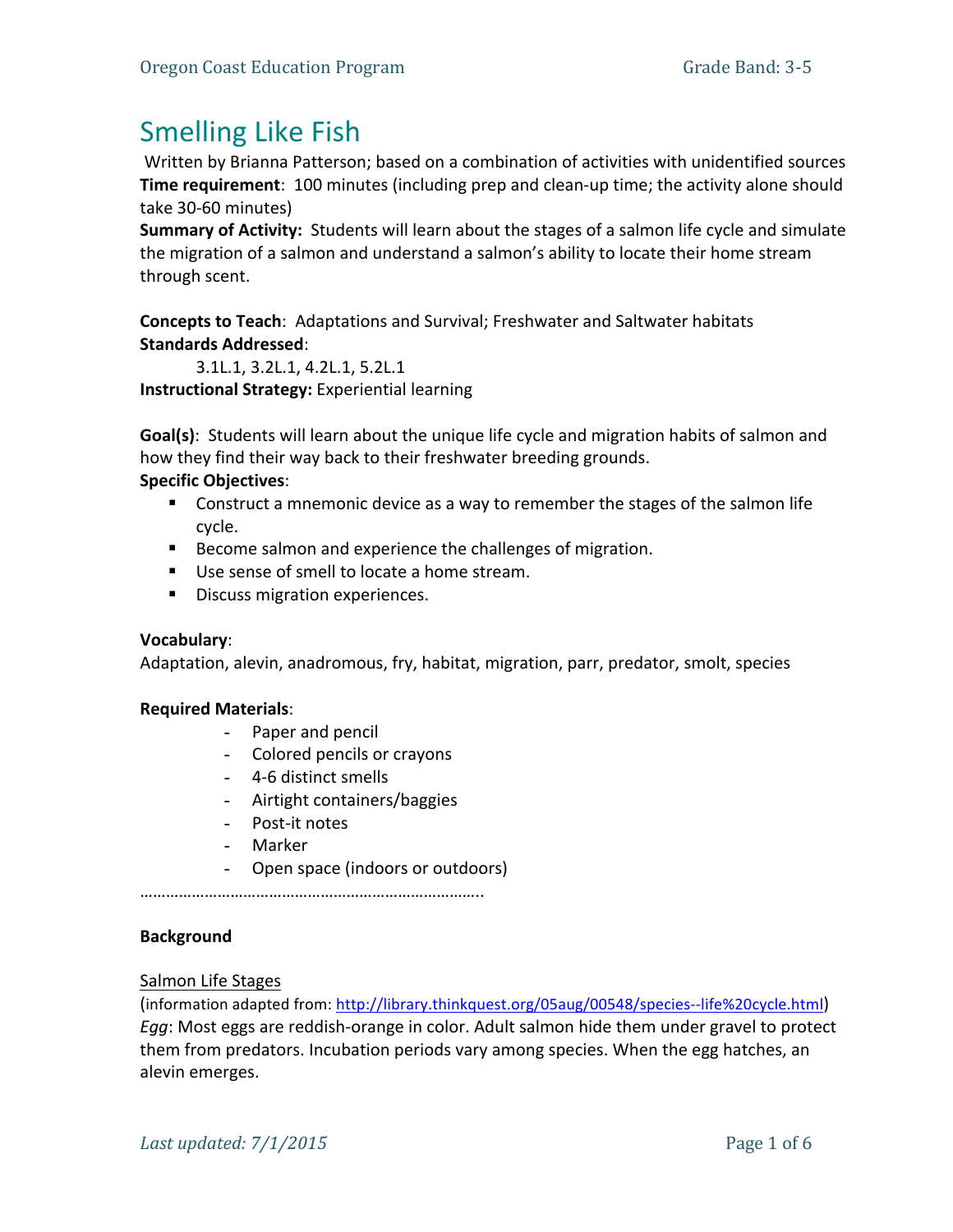# Smelling Like Fish

Written by Brianna Patterson; based on a combination of activities with unidentified sources

**Time requirement**: 100 minutes (including prep and clean-up time; the activity alone should take 30-60 minutes)

**Summary of Activity:** Students will learn about the stages of a salmon life cycle and simulate the migration of a salmon and understand a salmon's ability to locate their home stream through scent.

**Concepts to Teach**: Adaptations and Survival; Freshwater and Saltwater habitats

**Standards Addressed**:

3.1L.1, 3.2L.1, 4.2L.1, 5.2L.1

**Instructional Strategy:** Experiential learning

**Goal(s)**: Students will learn about the unique life cycle and migration habits of salmon and how they find their way back to their freshwater breeding grounds.

**Specific Objectives**:

- Construct a mnemonic device as a way to remember the stages of the salmon life cycle.
- Become salmon and experience the challenges of migration.
- Use sense of smell to locate a home stream.
- Discuss migration experiences.

**Vocabulary**:

Adaptation, alevin, anadromous, fry, habitat, migration, parr, predator, smolt, species

**Required Materials**:

- Paper and pencil
- Colored pencils or crayons
- 4-6 distinct smells
- Airtight containers/baggies
- Post-it notes
- Marker
- Open space (indoors or outdoors)

…………………………………………………………………..

**Background**

Salmon Life Stages

(information adapted from: http://library.thinkquest.org/05aug/00548/species--life%20cycle.html)

*Egg*: Most eggs are reddish-orange in color. Adult salmon hide them under gravel to protect them from predators. Incubation periods vary among species. When the egg hatches, an alevin emerges.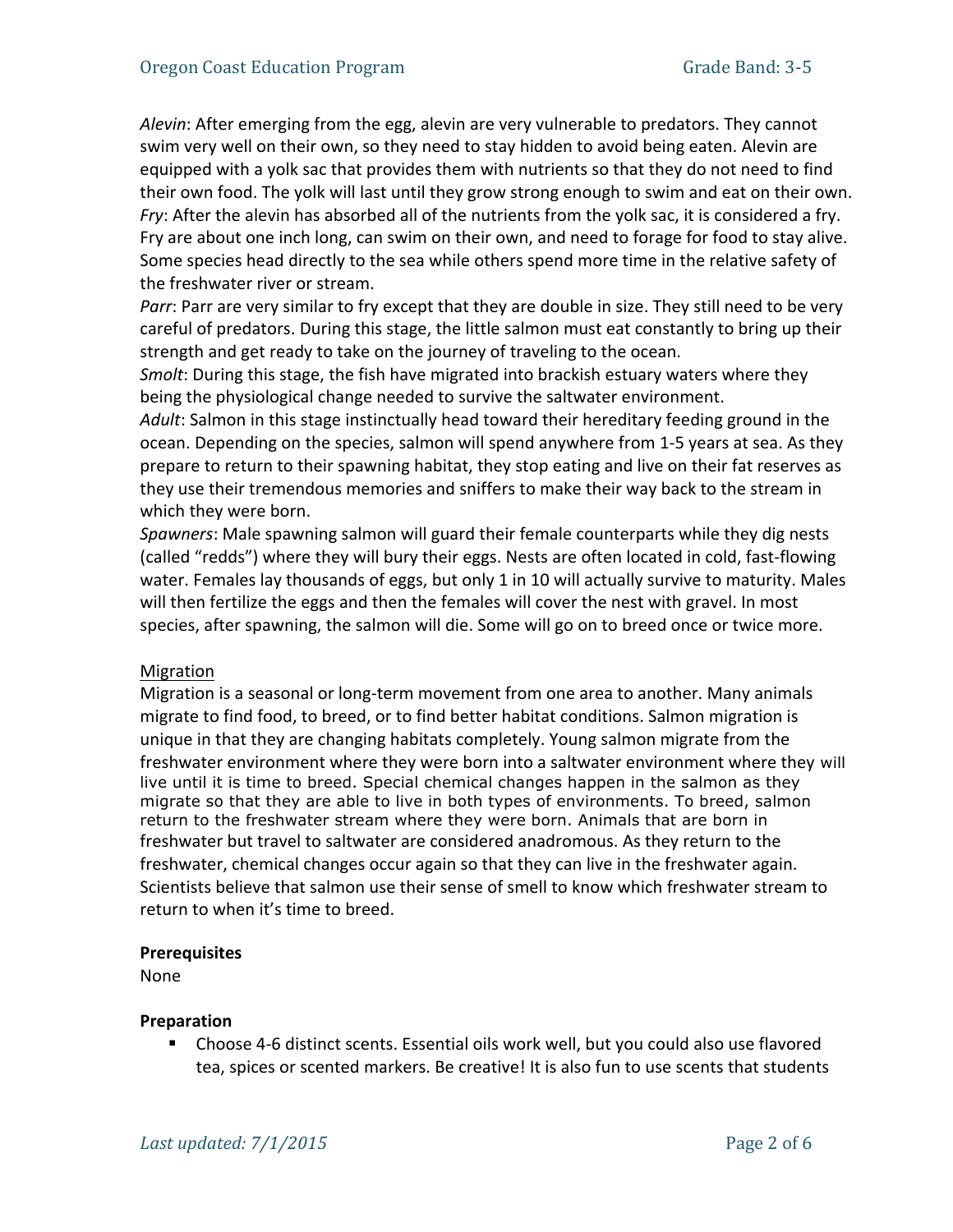*Alevin*: After emerging from the egg, alevin are very vulnerable to predators. They cannot swim very well on their own, so they need to stay hidden to avoid being eaten. Alevin are equipped with a yolk sac that provides them with nutrients so that they do not need to find their own food. The yolk will last until they grow strong enough to swim and eat on their own.
*Fry*: After the alevin has absorbed all of the nutrients from the yolk sac, it is considered a fry. Fry are about one inch long, can swim on their own, and need to forage for food to stay alive. Some species head directly to the sea while others spend more time in the relative safety of the freshwater river or stream.
*Parr*: Parr are very similar to fry except that they are double in size. They still need to be very careful of predators. During this stage, the little salmon must eat constantly to bring up their strength and get ready to take on the journey of traveling to the ocean.
*Smolt*: During this stage, the fish have migrated into brackish estuary waters where they being the physiological change needed to survive the saltwater environment.
*Adult*: Salmon in this stage instinctually head toward their hereditary feeding ground in the ocean. Depending on the species, salmon will spend anywhere from 1-5 years at sea. As they prepare to return to their spawning habitat, they stop eating and live on their fat reserves as they use their tremendous memories and sniffers to make their way back to the stream in which they were born.
*Spawners*: Male spawning salmon will guard their female counterparts while they dig nests (called "redds") where they will bury their eggs. Nests are often located in cold, fast-flowing water. Females lay thousands of eggs, but only 1 in 10 will actually survive to maturity. Males will then fertilize the eggs and then the females will cover the nest with gravel. In most species, after spawning, the salmon will die. Some will go on to breed once or twice more.

Migration

Migration is a seasonal or long-term movement from one area to another. Many animals migrate to find food, to breed, or to find better habitat conditions. Salmon migration is unique in that they are changing habitats completely. Young salmon migrate from the freshwater environment where they were born into a saltwater environment where they will live until it is time to breed. Special chemical changes happen in the salmon as they migrate so that they are able to live in both types of environments. To breed, salmon return to the freshwater stream where they were born. Animals that are born in freshwater but travel to saltwater are considered anadromous. As they return to the freshwater, chemical changes occur again so that they can live in the freshwater again. Scientists believe that salmon use their sense of smell to know which freshwater stream to return to when it's time to breed.

**Prerequisites**

None

**Preparation**

- Choose 4-6 distinct scents. Essential oils work well, but you could also use flavored tea, spices or scented markers. Be creative! It is also fun to use scents that students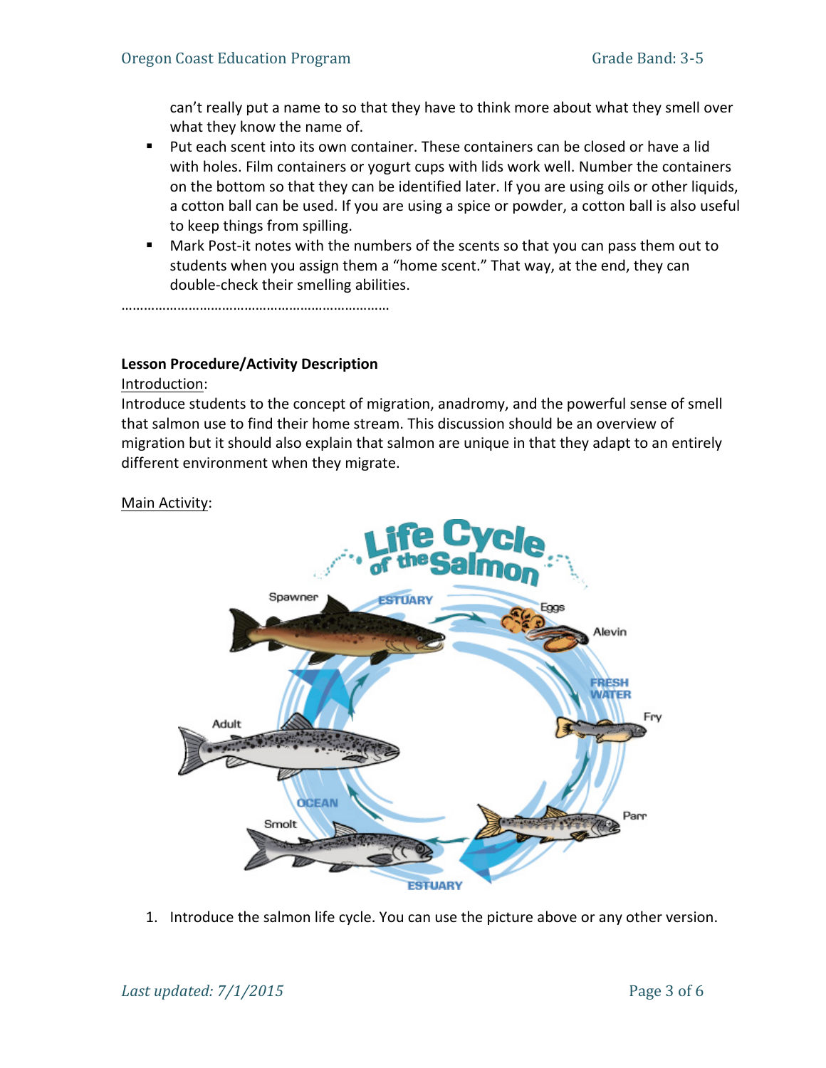can't really put a name to so that they have to think more about what they smell over what they know the name of.

- Put each scent into its own container. These containers can be closed or have a lid with holes. Film containers or yogurt cups with lids work well. Number the containers on the bottom so that they can be identified later. If you are using oils or other liquids, a cotton ball can be used. If you are using a spice or powder, a cotton ball is also useful to keep things from spilling.
- Mark Post-it notes with the numbers of the scents so that you can pass them out to students when you assign them a "home scent." That way, at the end, they can double-check their smelling abilities.

……………………………………………………………

**Lesson Procedure/Activity Description**

Introduction:

Introduce students to the concept of migration, anadromy, and the powerful sense of smell that salmon use to find their home stream. This discussion should be an overview of migration but it should also explain that salmon are unique in that they adapt to an entirely different environment when they migrate.

Main Activity:

1. Introduce the salmon life cycle. You can use the picture above or any other version.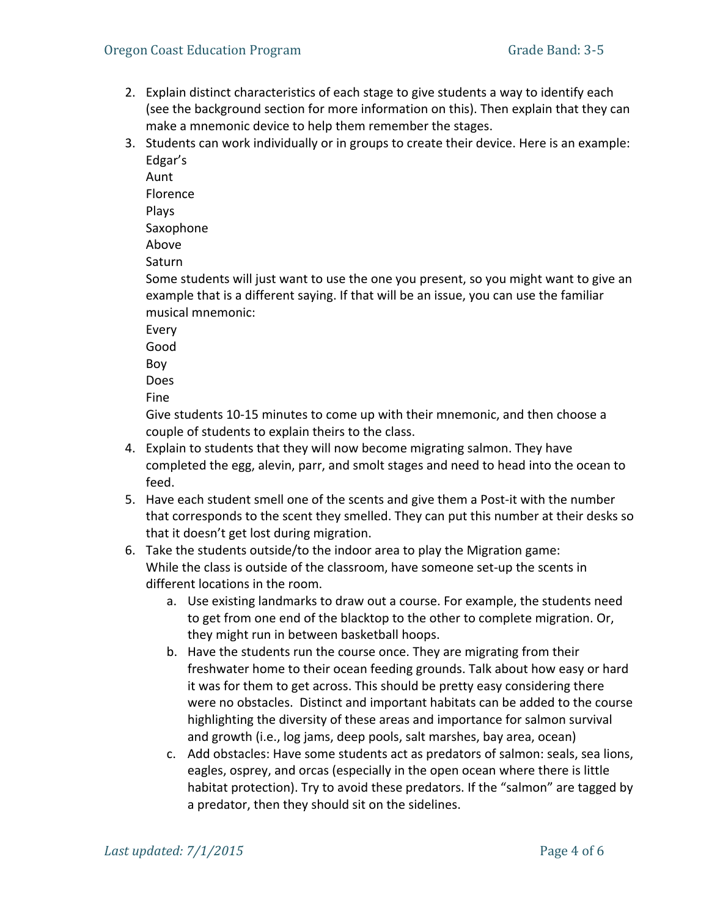2. Explain distinct characteristics of each stage to give students a way to identify each (see the background section for more information on this). Then explain that they can make a mnemonic device to help them remember the stages.
3. Students can work individually or in groups to create their device. Here is an example:
   Edgar's
   Aunt
   Florence
   Plays
   Saxophone
   Above
   Saturn
   Some students will just want to use the one you present, so you might want to give an example that is a different saying. If that will be an issue, you can use the familiar musical mnemonic:
   Every
   Good
   Boy
   Does
   Fine
   Give students 10-15 minutes to come up with their mnemonic, and then choose a couple of students to explain theirs to the class.
4. Explain to students that they will now become migrating salmon. They have completed the egg, alevin, parr, and smolt stages and need to head into the ocean to feed.
5. Have each student smell one of the scents and give them a Post-it with the number that corresponds to the scent they smelled. They can put this number at their desks so that it doesn't get lost during migration.
6. Take the students outside/to the indoor area to play the Migration game:
   While the class is outside of the classroom, have someone set-up the scents in different locations in the room.
   a. Use existing landmarks to draw out a course. For example, the students need to get from one end of the blacktop to the other to complete migration. Or, they might run in between basketball hoops.
   b. Have the students run the course once. They are migrating from their freshwater home to their ocean feeding grounds. Talk about how easy or hard it was for them to get across. This should be pretty easy considering there were no obstacles. Distinct and important habitats can be added to the course highlighting the diversity of these areas and importance for salmon survival and growth (i.e., log jams, deep pools, salt marshes, bay area, ocean)
   c. Add obstacles: Have some students act as predators of salmon: seals, sea lions, eagles, osprey, and orcas (especially in the open ocean where there is little habitat protection). Try to avoid these predators. If the "salmon" are tagged by a predator, then they should sit on the sidelines.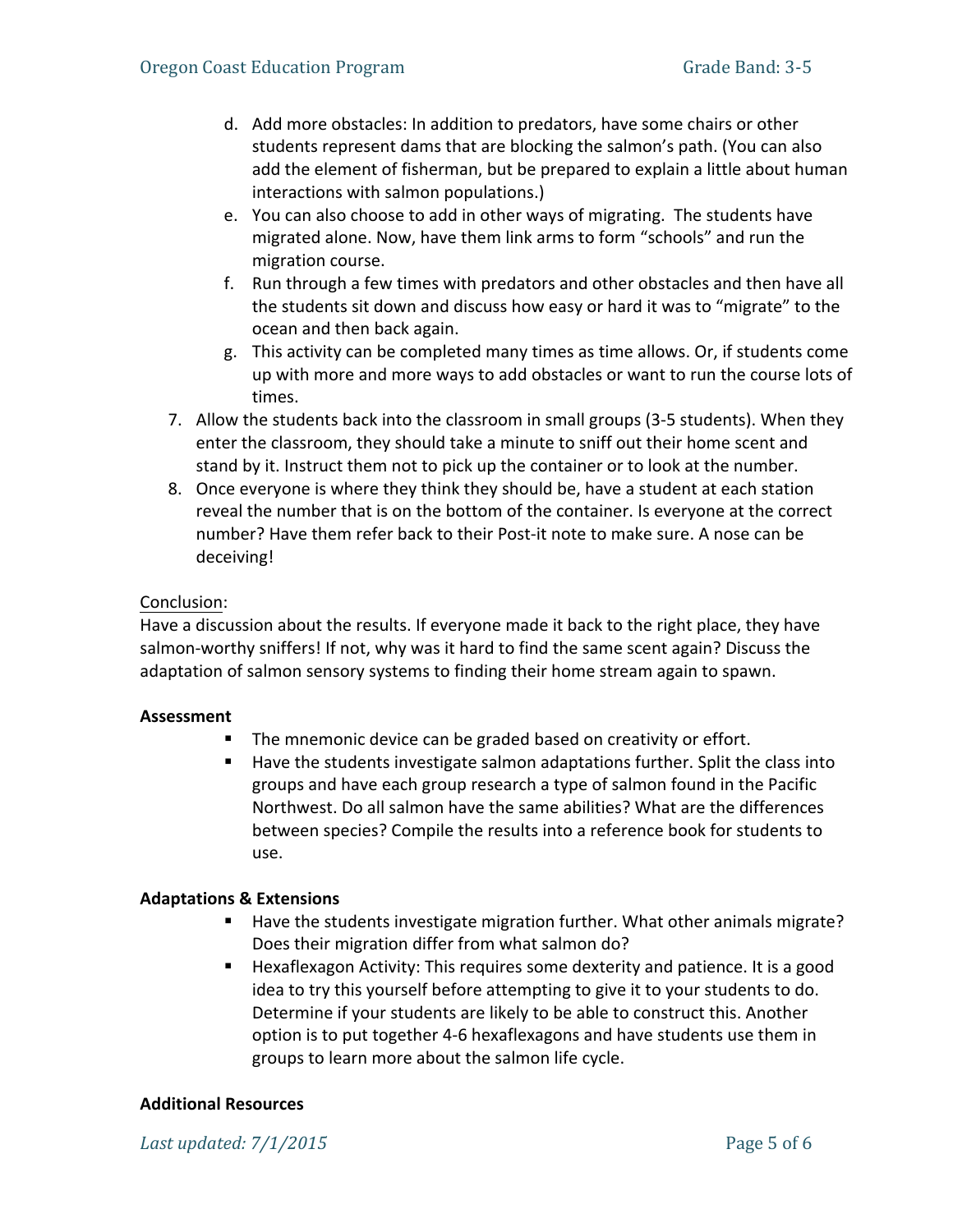d. Add more obstacles: In addition to predators, have some chairs or other students represent dams that are blocking the salmon's path. (You can also add the element of fisherman, but be prepared to explain a little about human interactions with salmon populations.)
   e. You can also choose to add in other ways of migrating. The students have migrated alone. Now, have them link arms to form "schools" and run the migration course.
   f. Run through a few times with predators and other obstacles and then have all the students sit down and discuss how easy or hard it was to "migrate" to the ocean and then back again.
   g. This activity can be completed many times as time allows. Or, if students come up with more and more ways to add obstacles or want to run the course lots of times.
7. Allow the students back into the classroom in small groups (3-5 students). When they enter the classroom, they should take a minute to sniff out their home scent and stand by it. Instruct them not to pick up the container or to look at the number.
8. Once everyone is where they think they should be, have a student at each station reveal the number that is on the bottom of the container. Is everyone at the correct number? Have them refer back to their Post-it note to make sure. A nose can be deceiving!

Conclusion:
Have a discussion about the results. If everyone made it back to the right place, they have salmon-worthy sniffers! If not, why was it hard to find the same scent again? Discuss the adaptation of salmon sensory systems to finding their home stream again to spawn.

**Assessment**

- The mnemonic device can be graded based on creativity or effort.
- Have the students investigate salmon adaptations further. Split the class into groups and have each group research a type of salmon found in the Pacific Northwest. Do all salmon have the same abilities? What are the differences between species? Compile the results into a reference book for students to use.

**Adaptations & Extensions**

- Have the students investigate migration further. What other animals migrate? Does their migration differ from what salmon do?
- Hexaflexagon Activity: This requires some dexterity and patience. It is a good idea to try this yourself before attempting to give it to your students to do. Determine if your students are likely to be able to construct this. Another option is to put together 4-6 hexaflexagons and have students use them in groups to learn more about the salmon life cycle.

**Additional Resources**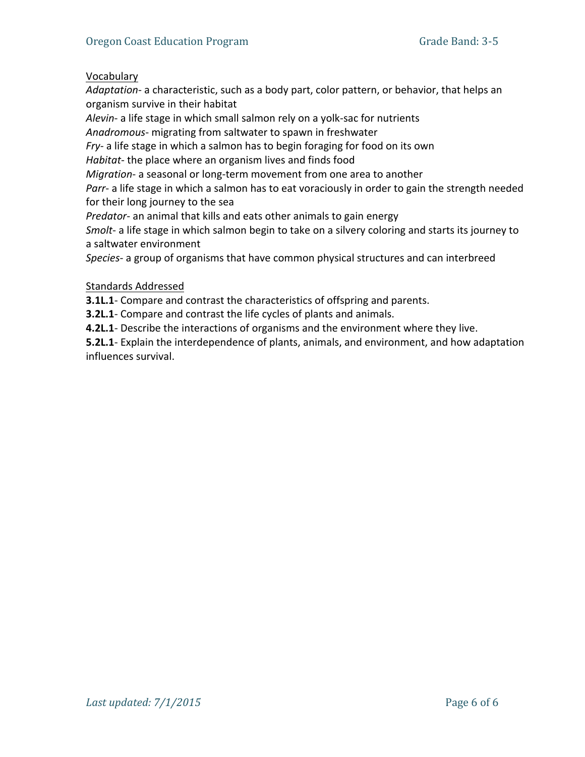<u>Vocabulary</u>

*Adaptation*- a characteristic, such as a body part, color pattern, or behavior, that helps an organism survive in their habitat

*Alevin*- a life stage in which small salmon rely on a yolk-sac for nutrients

*Anadromous*- migrating from saltwater to spawn in freshwater

*Fry*- a life stage in which a salmon has to begin foraging for food on its own

*Habitat*- the place where an organism lives and finds food

*Migration*- a seasonal or long-term movement from one area to another

*Parr*- a life stage in which a salmon has to eat voraciously in order to gain the strength needed for their long journey to the sea

*Predator*- an animal that kills and eats other animals to gain energy

*Smolt*- a life stage in which salmon begin to take on a silvery coloring and starts its journey to a saltwater environment

*Species*- a group of organisms that have common physical structures and can interbreed

<u>Standards Addressed</u>

**3.1L.1**- Compare and contrast the characteristics of offspring and parents.

**3.2L.1**- Compare and contrast the life cycles of plants and animals.

**4.2L.1**- Describe the interactions of organisms and the environment where they live.

**5.2L.1**- Explain the interdependence of plants, animals, and environment, and how adaptation influences survival.